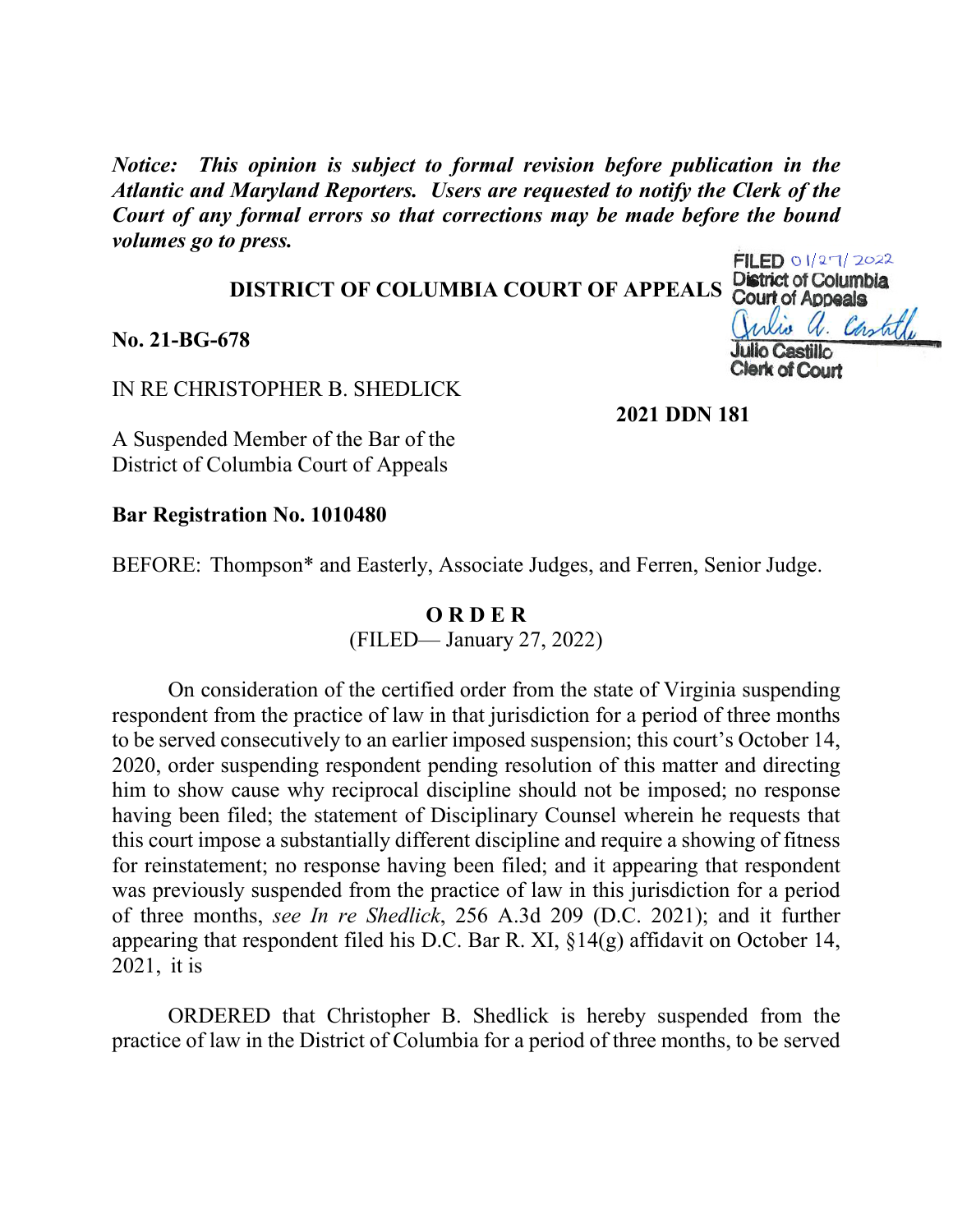***Notice: This opinion is subject to formal revision before publication in the Atlantic and Maryland Reporters. Users are requested to notify the Clerk of the Court of any formal errors so that corrections may be made before the bound volumes go to press.***

FILED 01/27/2022
District of Columbia
Court of Appeals
Julio Castillo
Clerk of Court

**DISTRICT OF COLUMBIA COURT OF APPEALS**

**No. 21-BG-678**

IN RE CHRISTOPHER B. SHEDLICK

**2021 DDN 181**

A Suspended Member of the Bar of the District of Columbia Court of Appeals

**Bar Registration No. 1010480**

BEFORE: Thompson* and Easterly, Associate Judges, and Ferren, Senior Judge.

**O R D E R**

(FILED— January 27, 2022)

On consideration of the certified order from the state of Virginia suspending respondent from the practice of law in that jurisdiction for a period of three months to be served consecutively to an earlier imposed suspension; this court's October 14, 2020, order suspending respondent pending resolution of this matter and directing him to show cause why reciprocal discipline should not be imposed; no response having been filed; the statement of Disciplinary Counsel wherein he requests that this court impose a substantially different discipline and require a showing of fitness for reinstatement; no response having been filed; and it appearing that respondent was previously suspended from the practice of law in this jurisdiction for a period of three months, *see In re Shedlick*, 256 A.3d 209 (D.C. 2021); and it further appearing that respondent filed his D.C. Bar R. XI, §14(g) affidavit on October 14, 2021, it is

ORDERED that Christopher B. Shedlick is hereby suspended from the practice of law in the District of Columbia for a period of three months, to be served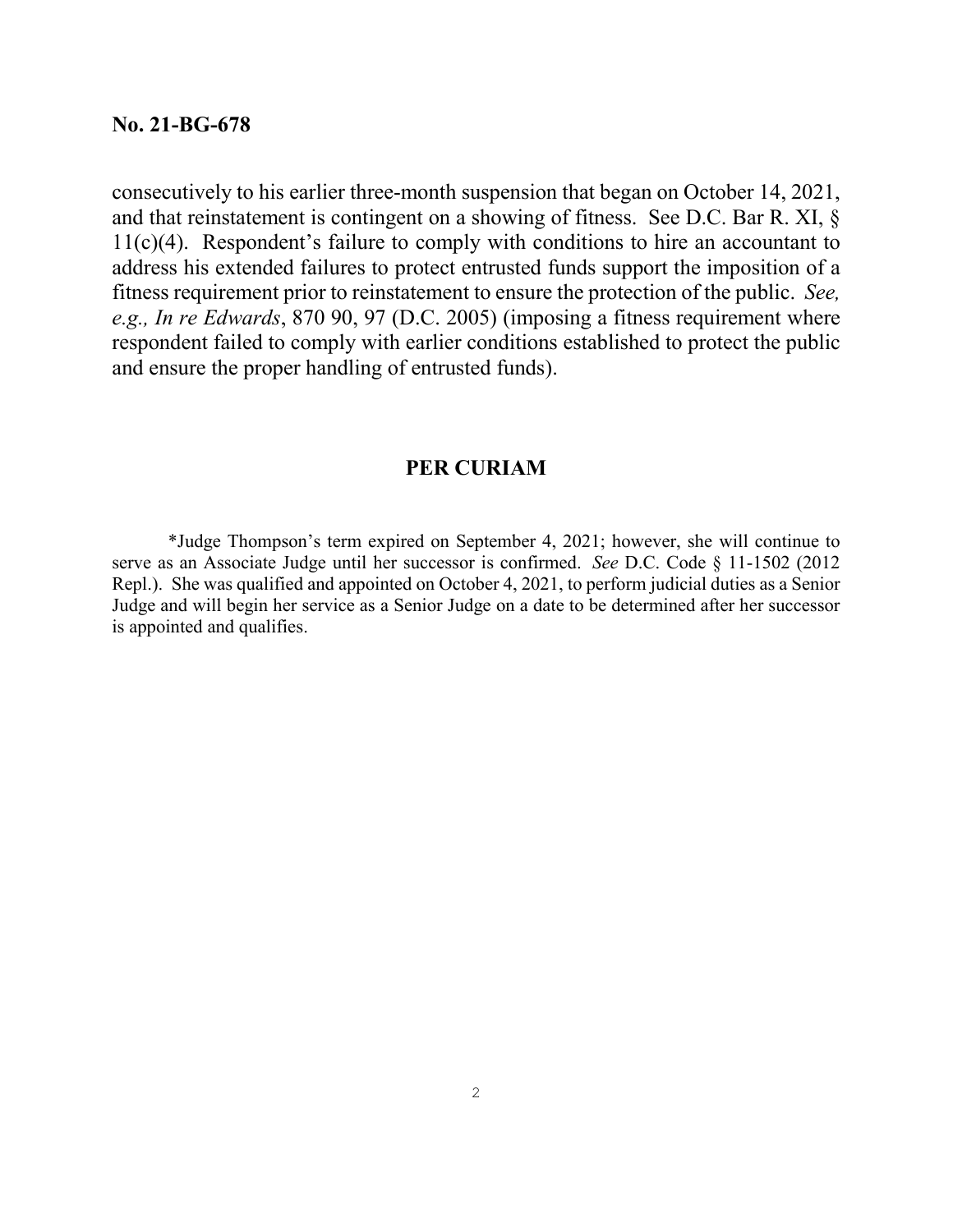**No. 21-BG-678**

consecutively to his earlier three-month suspension that began on October 14, 2021, and that reinstatement is contingent on a showing of fitness. See D.C. Bar R. XI, § 11(c)(4). Respondent's failure to comply with conditions to hire an accountant to address his extended failures to protect entrusted funds support the imposition of a fitness requirement prior to reinstatement to ensure the protection of the public. *See, e.g., In re Edwards*, 870 90, 97 (D.C. 2005) (imposing a fitness requirement where respondent failed to comply with earlier conditions established to protect the public and ensure the proper handling of entrusted funds).

**PER CURIAM**

*Judge Thompson's term expired on September 4, 2021; however, she will continue to serve as an Associate Judge until her successor is confirmed. *See* D.C. Code § 11-1502 (2012 Repl.). She was qualified and appointed on October 4, 2021, to perform judicial duties as a Senior Judge and will begin her service as a Senior Judge on a date to be determined after her successor is appointed and qualifies.